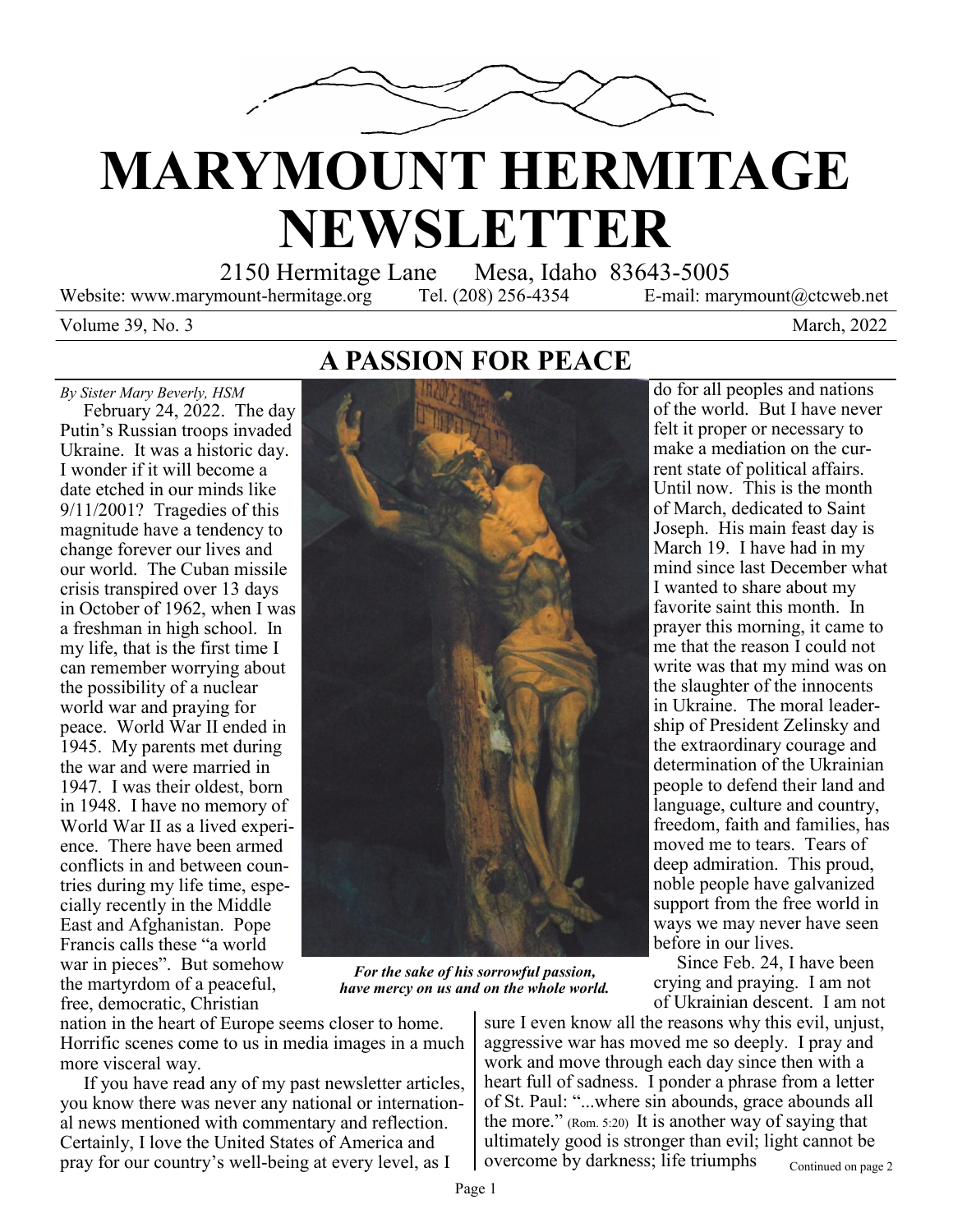# MARYMOUNT HERMITAGE NEWSLETTER

2150 Hermitage Lane Mesa, Idaho 83643-5005

Website: www.marymount-hermitage.org Tel. (208) 256-4354 E-mail: marymount@ctcweb.net

Volume 39, No. 3 March, 2022

## A PASSION FOR PEACE

*By Sister Mary Beverly, HSM*

February 24, 2022. The day Putin's Russian troops invaded Ukraine. It was a historic day. I wonder if it will become a date etched in our minds like 9/11/2001? Tragedies of this magnitude have a tendency to change forever our lives and our world. The Cuban missile crisis transpired over 13 days in October of 1962, when I was a freshman in high school. In my life, that is the first time I can remember worrying about the possibility of a nuclear world war and praying for peace. World War II ended in 1945. My parents met during the war and were married in 1947. I was their oldest, born in 1948. I have no memory of World War II as a lived experience. There have been armed conflicts in and between countries during my life time, especially recently in the Middle East and Afghanistan. Pope Francis calls these "a world war in pieces". But somehow the martyrdom of a peaceful, free, democratic, Christian nation in the heart of Europe seems closer to home. Horrific scenes come to us in media images in a much more visceral way.

If you have read any of my past newsletter articles, you know there was never any national or international news mentioned with commentary and reflection. Certainly, I love the United States of America and pray for our country's well-being at every level, as I do for all peoples and nations of the world. But I have never felt it proper or necessary to make a mediation on the current state of political affairs. Until now. This is the month of March, dedicated to Saint Joseph. His main feast day is March 19. I have had in my mind since last December what I wanted to share about my favorite saint this month. In prayer this morning, it came to me that the reason I could not write was that my mind was on the slaughter of the innocents in Ukraine. The moral leadership of President Zelinsky and the extraordinary courage and determination of the Ukrainian people to defend their land and language, culture and country, freedom, faith and families, has moved me to tears. Tears of deep admiration. This proud, noble people have galvanized support from the free world in ways we may never have seen before in our lives.

***For the sake of his sorrowful passion, have mercy on us and on the whole world.***

Since Feb. 24, I have been crying and praying. I am not of Ukrainian descent. I am not sure I even know all the reasons why this evil, unjust, aggressive war has moved me so deeply. I pray and work and move through each day since then with a heart full of sadness. I ponder a phrase from a letter of St. Paul: "...where sin abounds, grace abounds all the more." (Rom. 5:20) It is another way of saying that ultimately good is stronger than evil; light cannot be overcome by darkness; life triumphs

Continued on page 2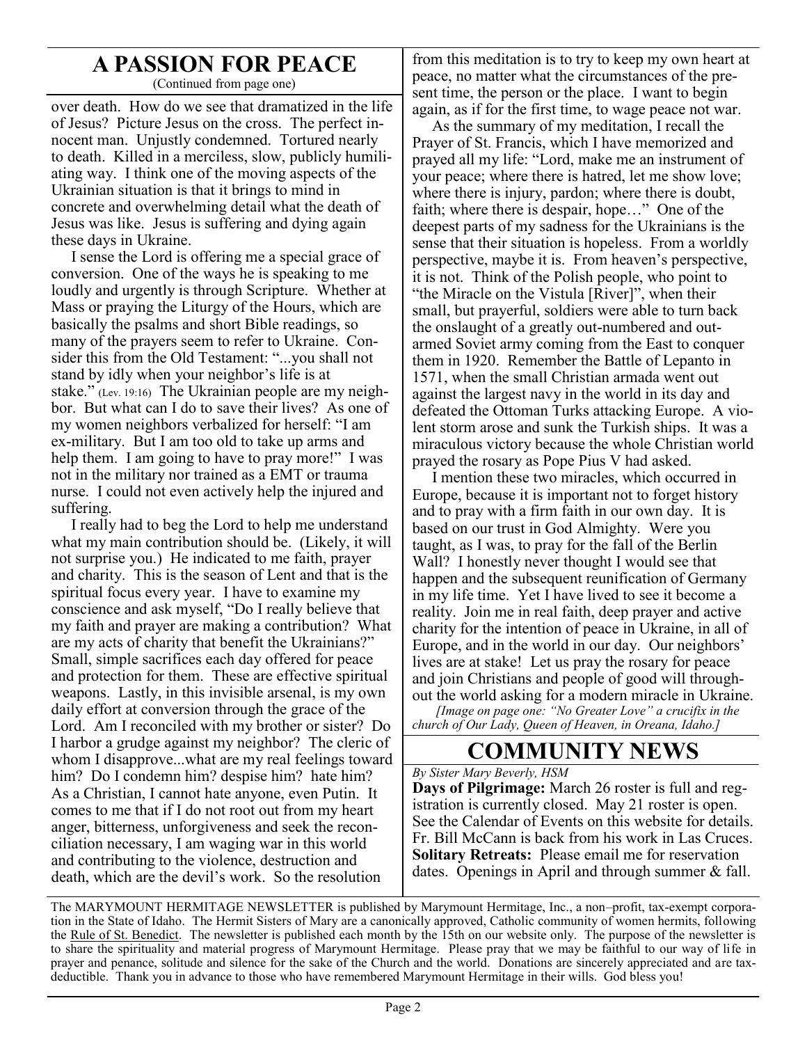## A PASSION FOR PEACE

(Continued from page one)

over death. How do we see that dramatized in the life of Jesus? Picture Jesus on the cross. The perfect innocent man. Unjustly condemned. Tortured nearly to death. Killed in a merciless, slow, publicly humiliating way. I think one of the moving aspects of the Ukrainian situation is that it brings to mind in concrete and overwhelming detail what the death of Jesus was like. Jesus is suffering and dying again these days in Ukraine.

I sense the Lord is offering me a special grace of conversion. One of the ways he is speaking to me loudly and urgently is through Scripture. Whether at Mass or praying the Liturgy of the Hours, which are basically the psalms and short Bible readings, so many of the prayers seem to refer to Ukraine. Consider this from the Old Testament: "...you shall not stand by idly when your neighbor's life is at stake." (Lev. 19:16) The Ukrainian people are my neighbor. But what can I do to save their lives? As one of my women neighbors verbalized for herself: "I am ex-military. But I am too old to take up arms and help them. I am going to have to pray more!" I was not in the military nor trained as a EMT or trauma nurse. I could not even actively help the injured and suffering.

I really had to beg the Lord to help me understand what my main contribution should be. (Likely, it will not surprise you.) He indicated to me faith, prayer and charity. This is the season of Lent and that is the spiritual focus every year. I have to examine my conscience and ask myself, "Do I really believe that my faith and prayer are making a contribution? What are my acts of charity that benefit the Ukrainians?" Small, simple sacrifices each day offered for peace and protection for them. These are effective spiritual weapons. Lastly, in this invisible arsenal, is my own daily effort at conversion through the grace of the Lord. Am I reconciled with my brother or sister? Do I harbor a grudge against my neighbor? The cleric of whom I disapprove...what are my real feelings toward him? Do I condemn him? despise him? hate him? As a Christian, I cannot hate anyone, even Putin. It comes to me that if I do not root out from my heart anger, bitterness, unforgiveness and seek the reconciliation necessary, I am waging war in this world and contributing to the violence, destruction and death, which are the devil's work. So the resolution from this meditation is to try to keep my own heart at peace, no matter what the circumstances of the present time, the person or the place. I want to begin again, as if for the first time, to wage peace not war.

As the summary of my meditation, I recall the Prayer of St. Francis, which I have memorized and prayed all my life: "Lord, make me an instrument of your peace; where there is hatred, let me show love; where there is injury, pardon; where there is doubt, faith; where there is despair, hope…" One of the deepest parts of my sadness for the Ukrainians is the sense that their situation is hopeless. From a worldly perspective, maybe it is. From heaven's perspective, it is not. Think of the Polish people, who point to "the Miracle on the Vistula [River]", when their small, but prayerful, soldiers were able to turn back the onslaught of a greatly out-numbered and out-armed Soviet army coming from the East to conquer them in 1920. Remember the Battle of Lepanto in 1571, when the small Christian armada went out against the largest navy in the world in its day and defeated the Ottoman Turks attacking Europe. A violent storm arose and sunk the Turkish ships. It was a miraculous victory because the whole Christian world prayed the rosary as Pope Pius V had asked.

I mention these two miracles, which occurred in Europe, because it is important not to forget history and to pray with a firm faith in our own day. It is based on our trust in God Almighty. Were you taught, as I was, to pray for the fall of the Berlin Wall? I honestly never thought I would see that happen and the subsequent reunification of Germany in my life time. Yet I have lived to see it become a reality. Join me in real faith, deep prayer and active charity for the intention of peace in Ukraine, in all of Europe, and in the world in our day. Our neighbors' lives are at stake! Let us pray the rosary for peace and join Christians and people of good will throughout the world asking for a modern miracle in Ukraine.

*[Image on page one: "No Greater Love" a crucifix in the church of Our Lady, Queen of Heaven, in Oreana, Idaho.]*

## COMMUNITY NEWS

*By Sister Mary Beverly, HSM*

**Days of Pilgrimage:** March 26 roster is full and registration is currently closed. May 21 roster is open. See the Calendar of Events on this website for details. Fr. Bill McCann is back from his work in Las Cruces.

**Solitary Retreats:** Please email me for reservation dates. Openings in April and through summer & fall.

The MARYMOUNT HERMITAGE NEWSLETTER is published by Marymount Hermitage, Inc., a non–profit, tax-exempt corporation in the State of Idaho. The Hermit Sisters of Mary are a canonically approved, Catholic community of women hermits, following the Rule of St. Benedict. The newsletter is published each month by the 15th on our website only. The purpose of the newsletter is to share the spirituality and material progress of Marymount Hermitage. Please pray that we may be faithful to our way of life in prayer and penance, solitude and silence for the sake of the Church and the world. Donations are sincerely appreciated and are tax-deductible. Thank you in advance to those who have remembered Marymount Hermitage in their wills. God bless you!